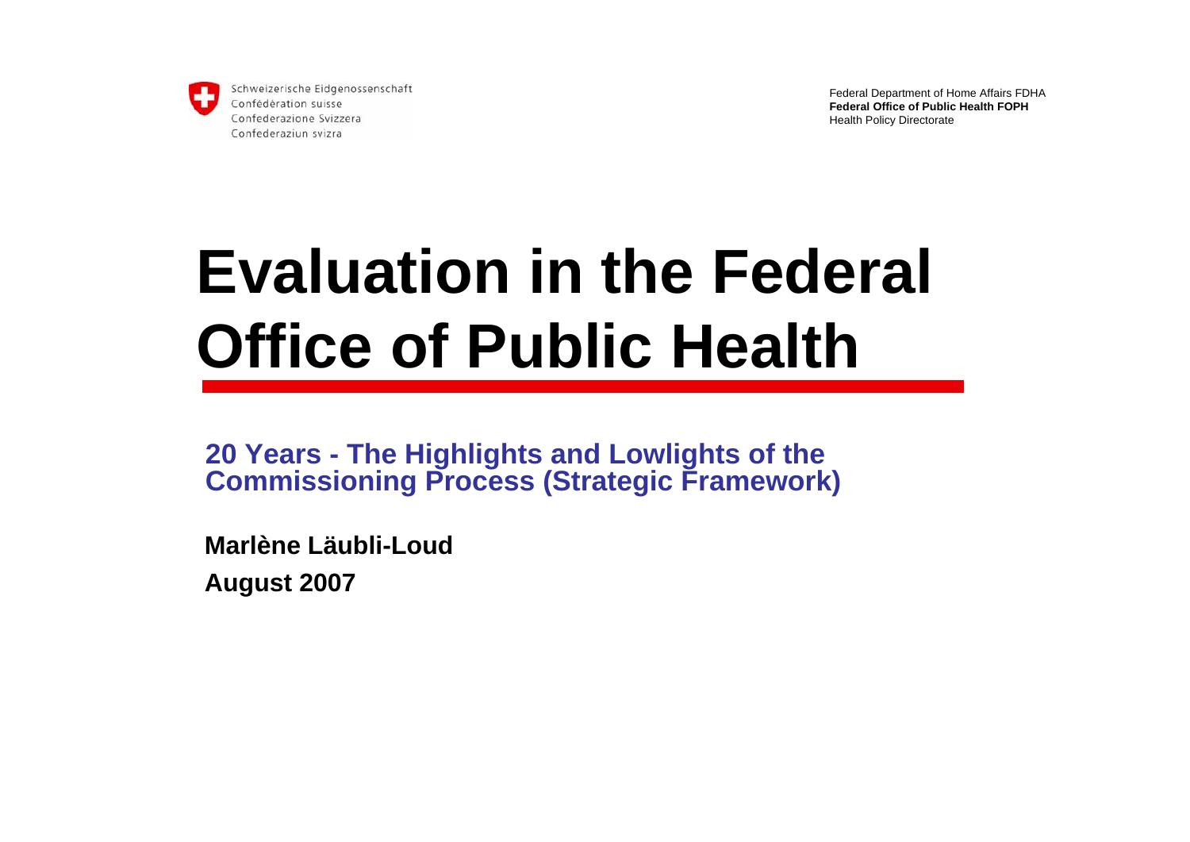Schweizerische Eidgenossenschaft
Confédération suisse
Confederazione Svizzera
Confederaziun svizra

Federal Department of Home Affairs FDHA
**Federal Office of Public Health FOPH**
Health Policy Directorate

# Evaluation in the Federal Office of Public Health

## 20 Years - The Highlights and Lowlights of the Commissioning Process (Strategic Framework)

**Marlène Läubli-Loud**

**August 2007**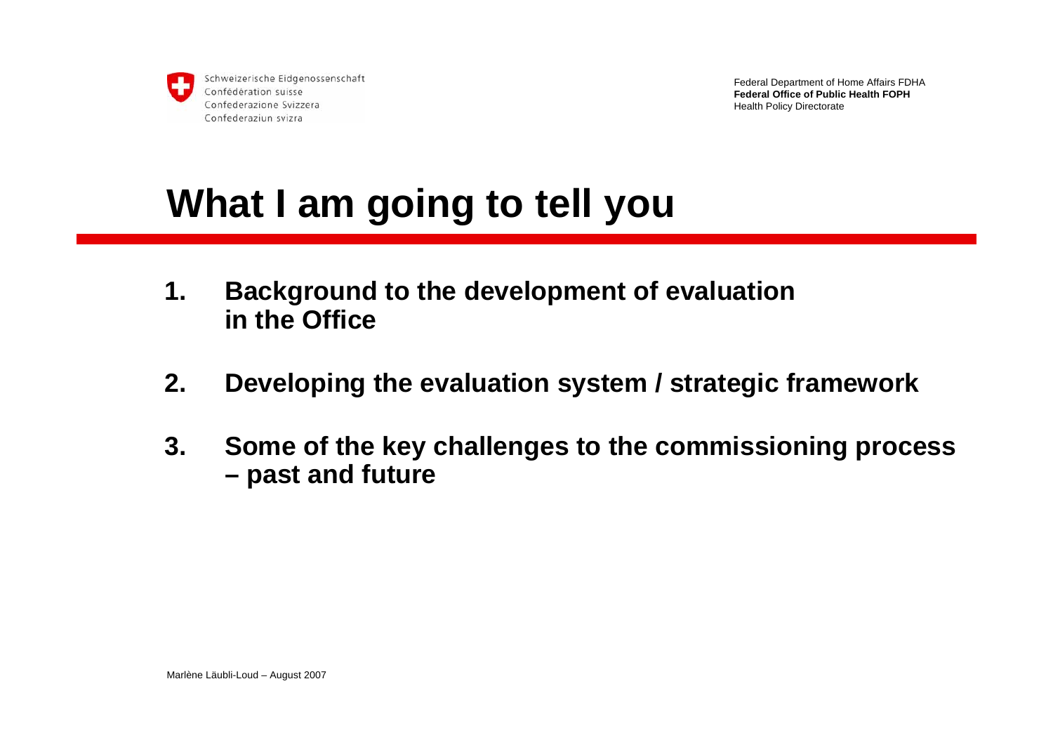# What I am going to tell you

1. **Background to the development of evaluation in the Office**
2. **Developing the evaluation system / strategic framework**
3. **Some of the key challenges to the commissioning process – past and future**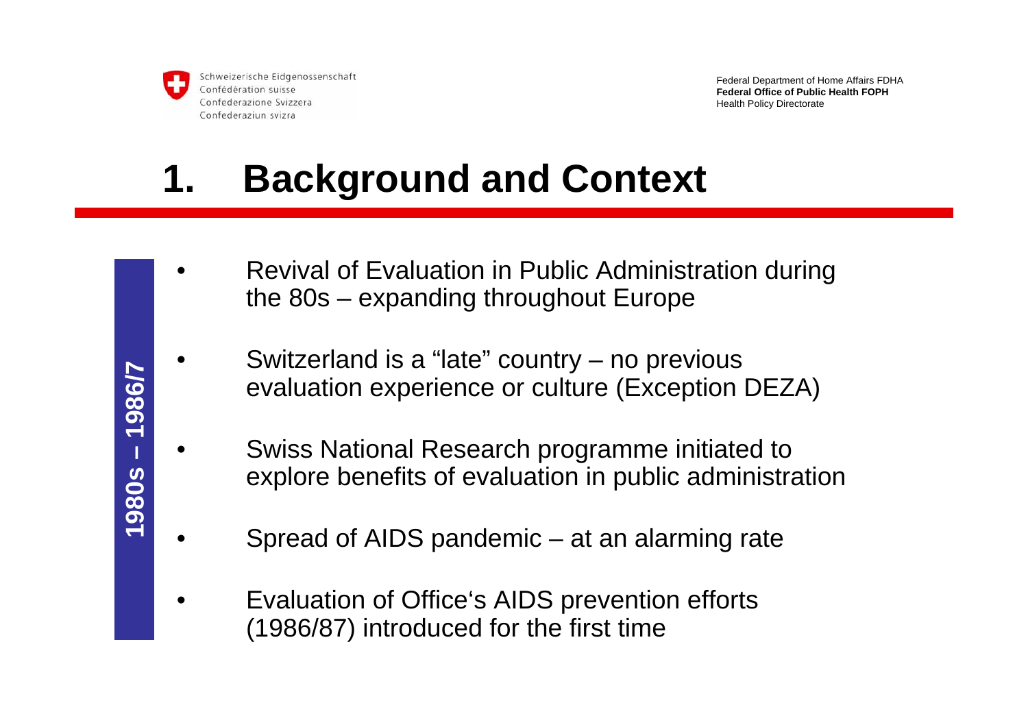# 1. Background and Context

**1980s – 1986/7**

- Revival of Evaluation in Public Administration during the 80s – expanding throughout Europe
- Switzerland is a "late" country – no previous evaluation experience or culture (Exception DEZA)
- Swiss National Research programme initiated to explore benefits of evaluation in public administration
- Spread of AIDS pandemic – at an alarming rate
- Evaluation of Office's AIDS prevention efforts (1986/87) introduced for the first time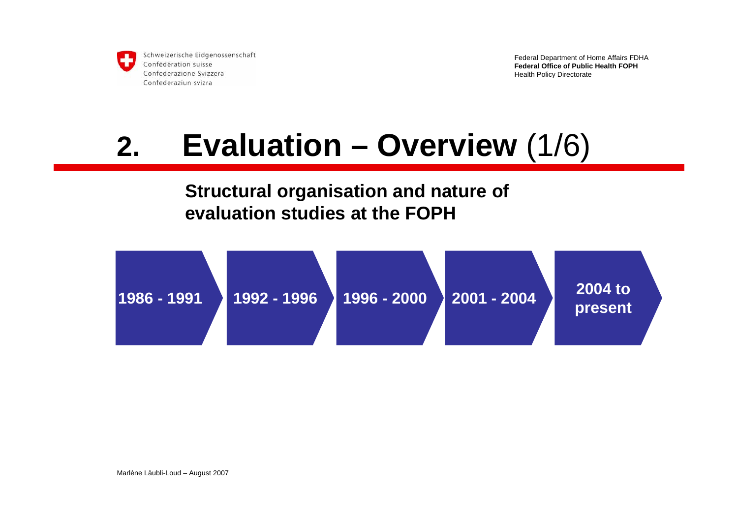# 2. Evaluation – Overview (1/6)

**Structural organisation and nature of evaluation studies at the FOPH**

**1986 - 1991** → **1992 - 1996** → **1996 - 2000** → **2001 - 2004** → **2004 to present**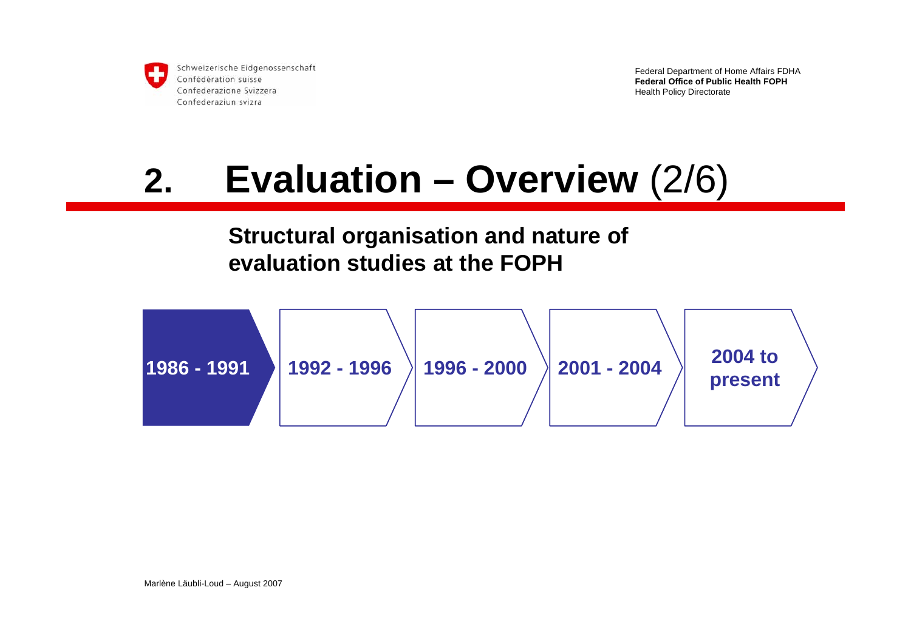# 2. Evaluation – Overview (2/6)

**Structural organisation and nature of evaluation studies at the FOPH**

**1986 - 1991** | **1992 - 1996** | **1996 - 2000** | **2001 - 2004** | **2004 to present**

Marlène Läubli-Loud – August 2007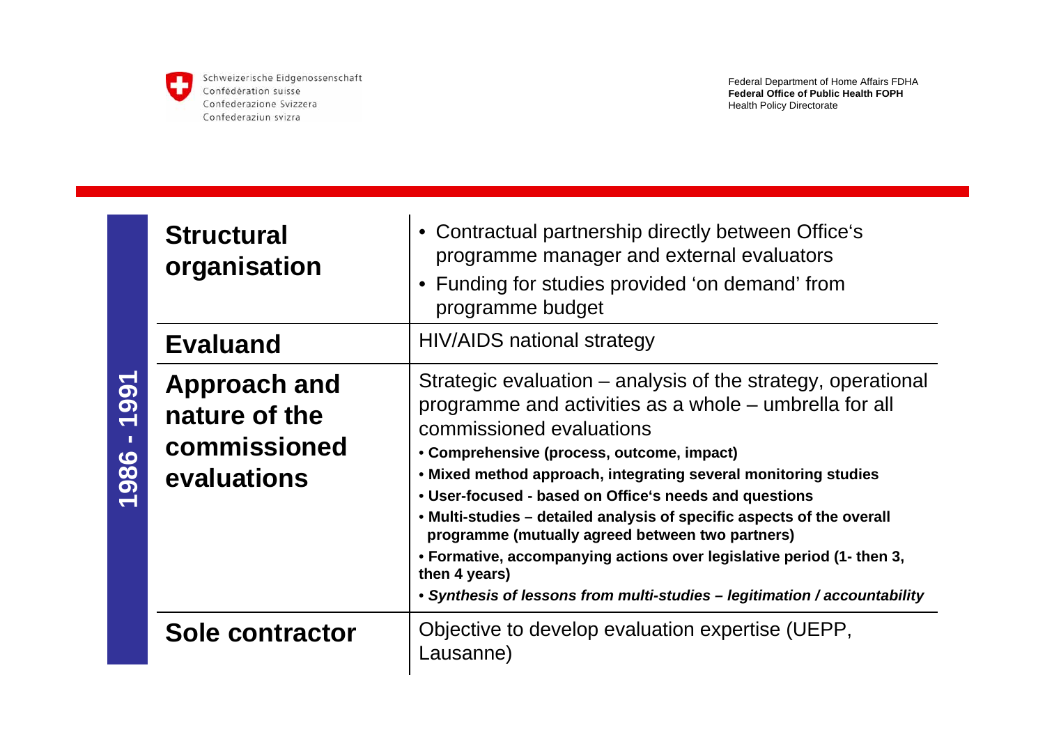**1986 - 1991**

| | |
|---|---|
| **Structural organisation** | • Contractual partnership directly between Office‘s programme manager and external evaluators<br>• Funding for studies provided ‘on demand’ from programme budget |
| **Evaluand** | HIV/AIDS national strategy |
| **Approach and nature of the commissioned evaluations** | Strategic evaluation – analysis of the strategy, operational programme and activities as a whole – umbrella for all commissioned evaluations<br>**• Comprehensive (process, outcome, impact)**<br>**• Mixed method approach, integrating several monitoring studies**<br>**• User-focused - based on Office‘s needs and questions**<br>**• Multi-studies – detailed analysis of specific aspects of the overall programme (mutually agreed between two partners)**<br>**• Formative, accompanying actions over legislative period (1- then 3, then 4 years)**<br>***• Synthesis of lessons from multi-studies – legitimation / accountability*** |
| **Sole contractor** | Objective to develop evaluation expertise (UEPP, Lausanne) |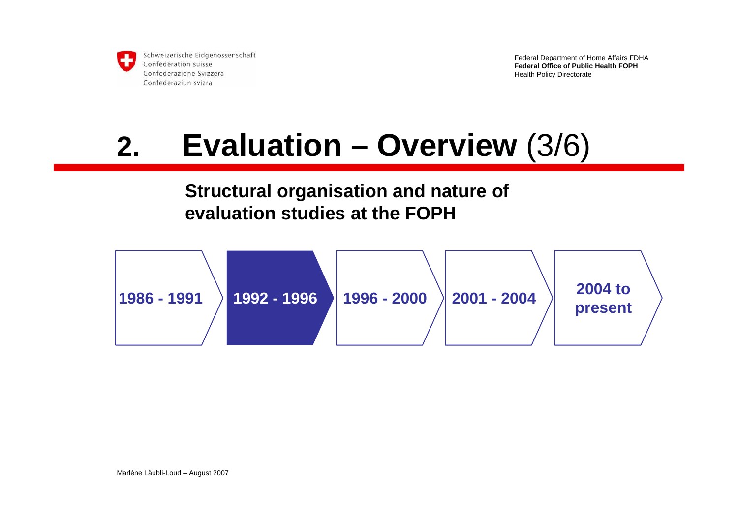# 2. Evaluation – Overview (3/6)

## Structural organisation and nature of evaluation studies at the FOPH

1986 - 1991 → **1992 - 1996** → 1996 - 2000 → 2001 - 2004 → 2004 to present

Marlène Läubli-Loud – August 2007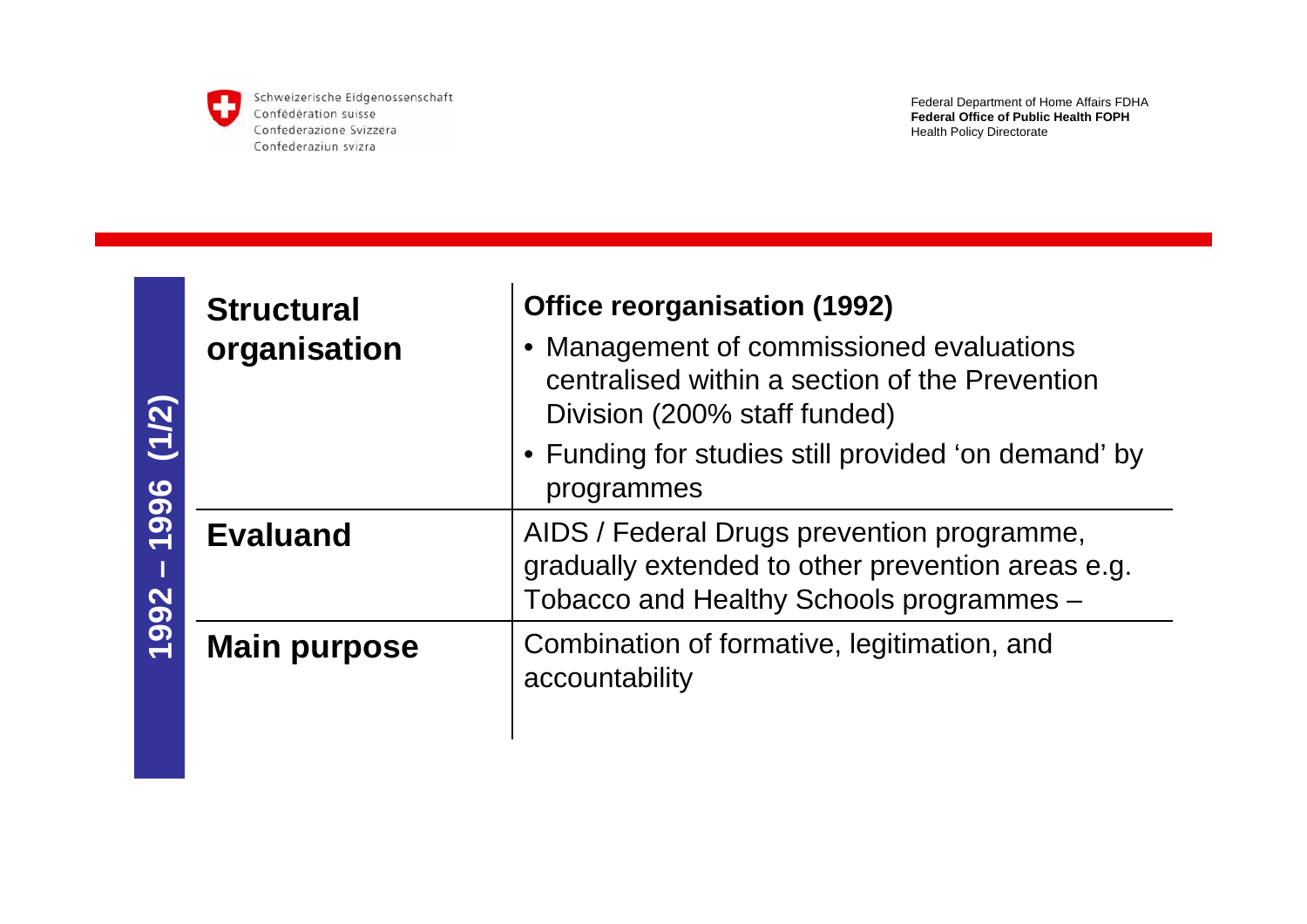## 1992 – 1996 (1/2)

| | |
|---|---|
| **Structural organisation** | **Office reorganisation (1992)**<br>• Management of commissioned evaluations centralised within a section of the Prevention Division (200% staff funded)<br>• Funding for studies still provided 'on demand' by programmes |
| **Evaluand** | AIDS / Federal Drugs prevention programme, gradually extended to other prevention areas e.g. Tobacco and Healthy Schools programmes – |
| **Main purpose** | Combination of formative, legitimation, and accountability |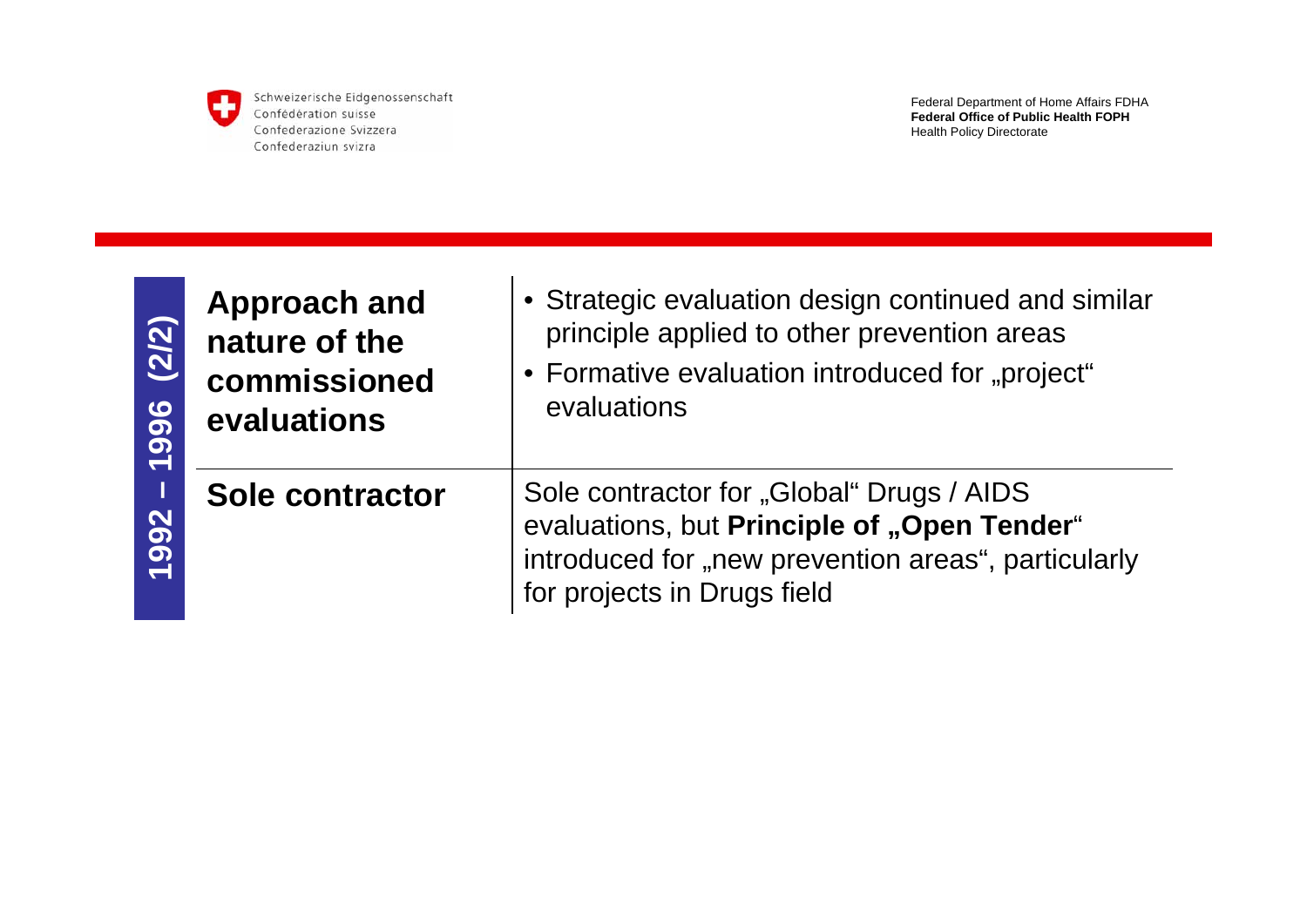## 1992 – 1996 (2/2)

| | |
|---|---|
| **Approach and nature of the commissioned evaluations** | • Strategic evaluation design continued and similar principle applied to other prevention areas<br>• Formative evaluation introduced for „project“ evaluations |
| **Sole contractor** | Sole contractor for „Global“ Drugs / AIDS evaluations, but **Principle of „Open Tender**“ introduced for „new prevention areas“, particularly for projects in Drugs field |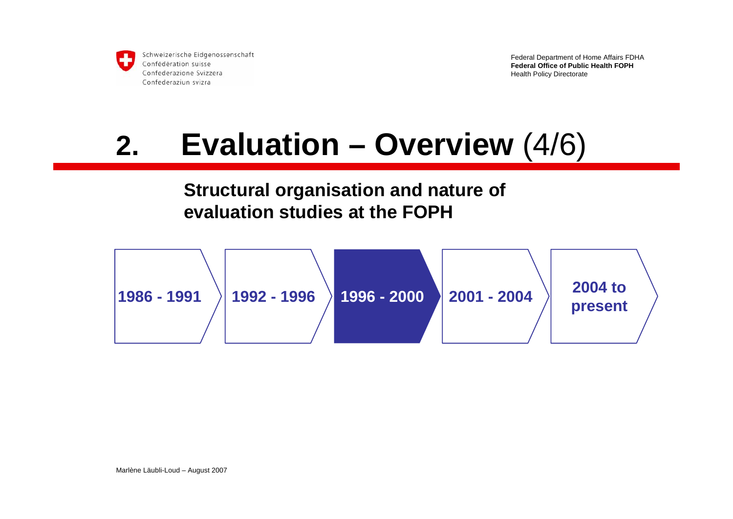# 2. Evaluation – Overview (4/6)

## Structural organisation and nature of evaluation studies at the FOPH

1986 - 1991 → 1992 - 1996 → **1996 - 2000** → 2001 - 2004 → 2004 to present

Marlène Läubli-Loud – August 2007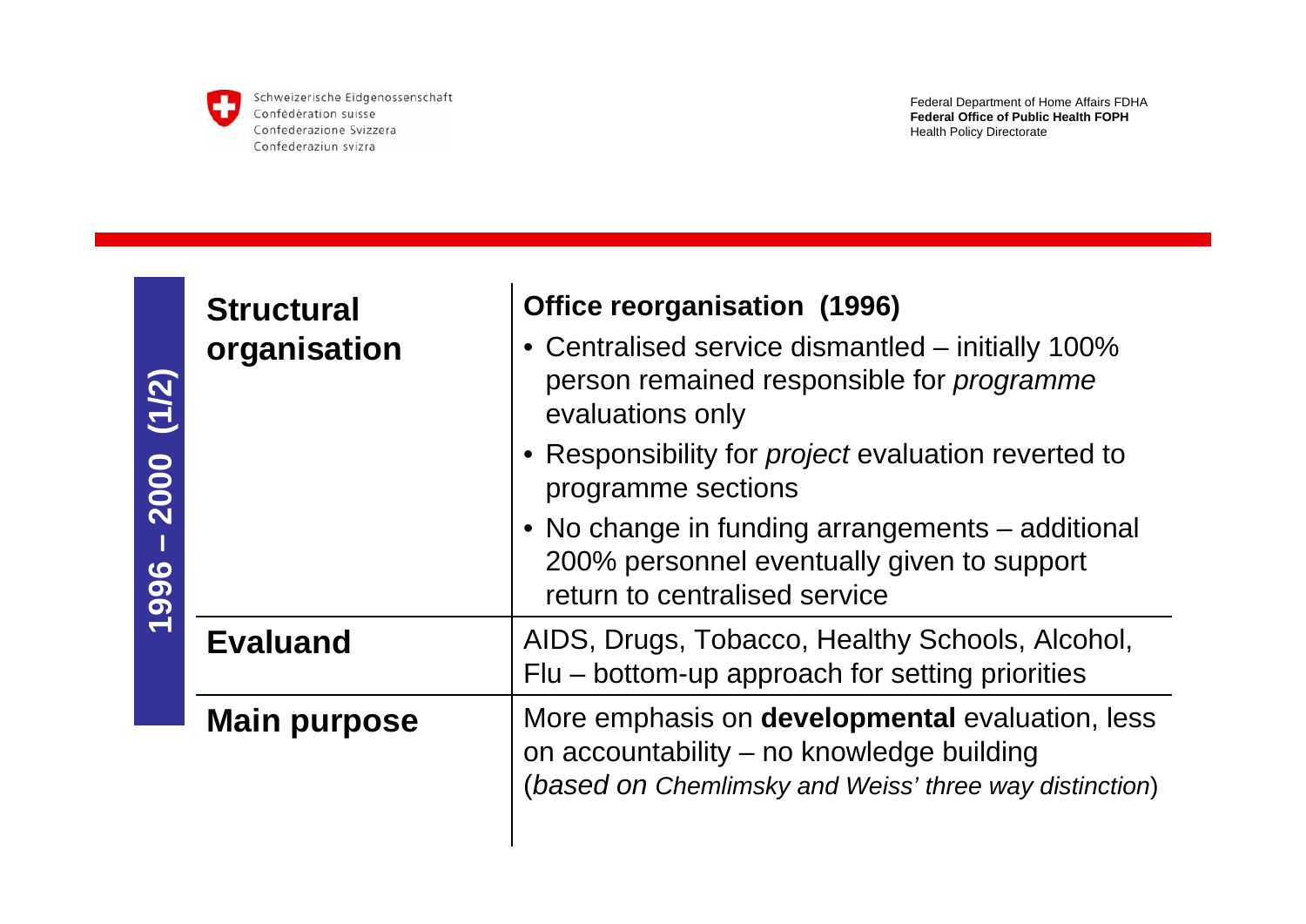## 1996 – 2000 (1/2)

| | |
|---|---|
| **Structural organisation** | **Office reorganisation (1996)**<br>• Centralised service dismantled – initially 100% person remained responsible for *programme* evaluations only<br>• Responsibility for *project* evaluation reverted to programme sections<br>• No change in funding arrangements – additional 200% personnel eventually given to support return to centralised service |
| **Evaluand** | AIDS, Drugs, Tobacco, Healthy Schools, Alcohol, Flu – bottom-up approach for setting priorities |
| **Main purpose** | More emphasis on **developmental** evaluation, less on accountability – no knowledge building<br>(*based on Chemlimsky and Weiss' three way distinction*) |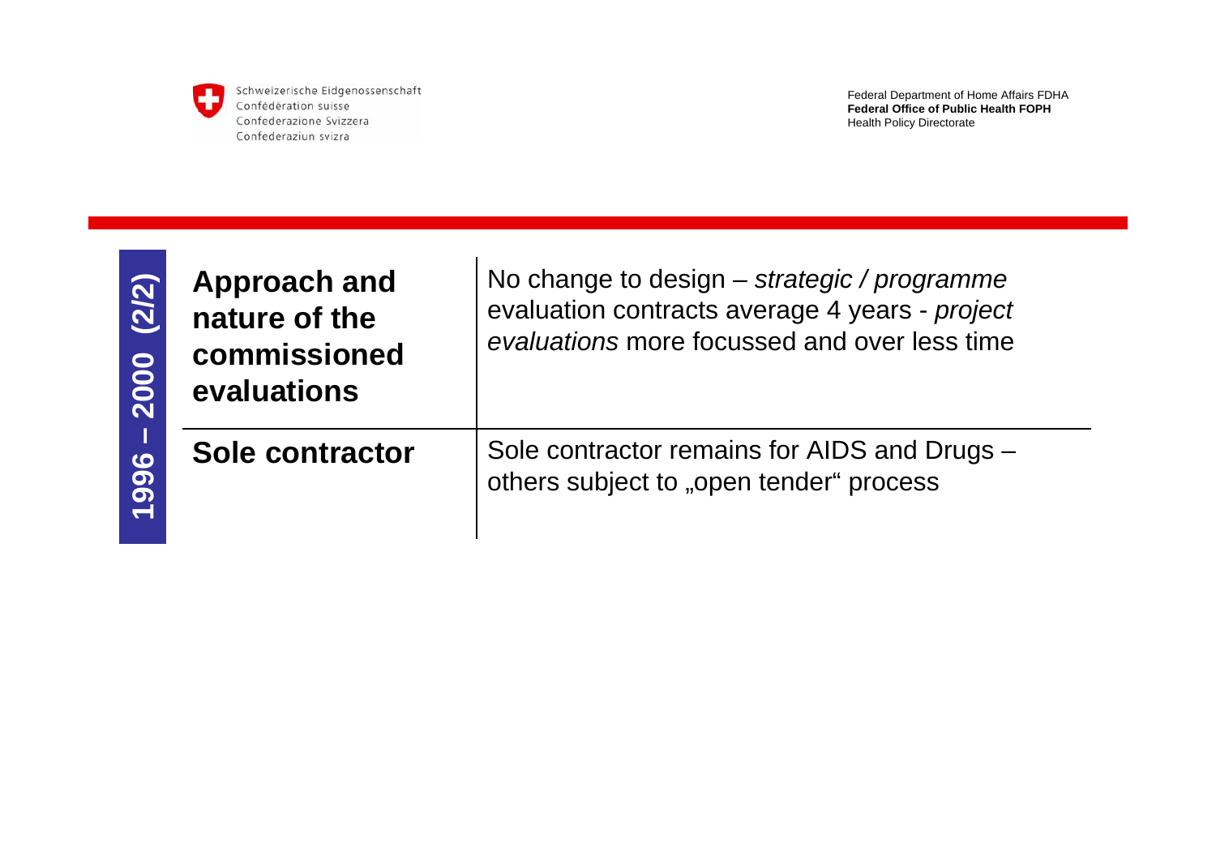## 1996 – 2000 (2/2)

| | |
|---|---|
| **Approach and nature of the commissioned evaluations** | No change to design – *strategic / programme* evaluation contracts average 4 years - *project evaluations* more focussed and over less time |
| **Sole contractor** | Sole contractor remains for AIDS and Drugs – others subject to „open tender" process |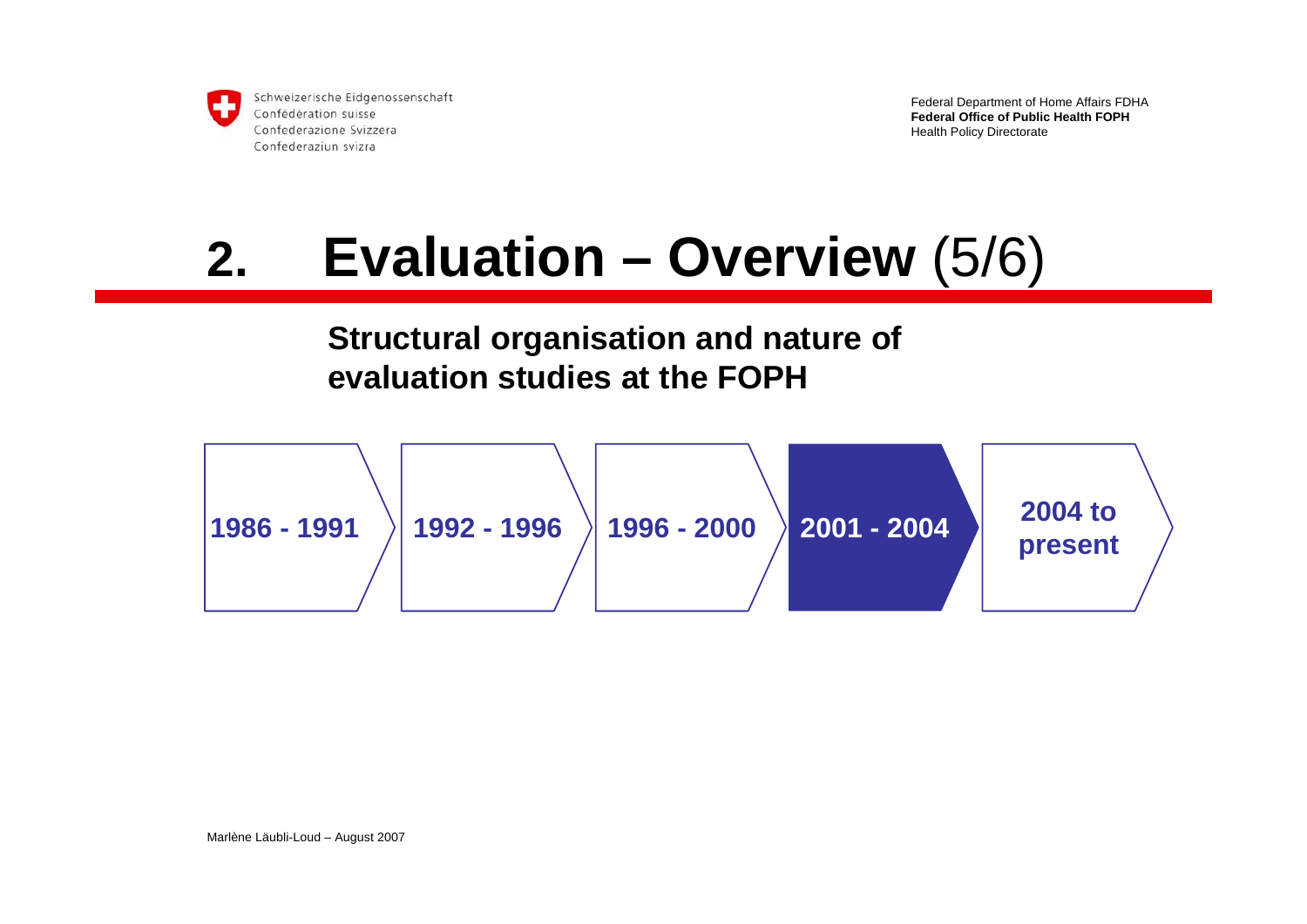# 2. Evaluation – Overview (5/6)

## Structural organisation and nature of evaluation studies at the FOPH

1986 - 1991 → 1992 - 1996 → 1996 - 2000 → **2001 - 2004** → 2004 to present

Marlène Läubli-Loud – August 2007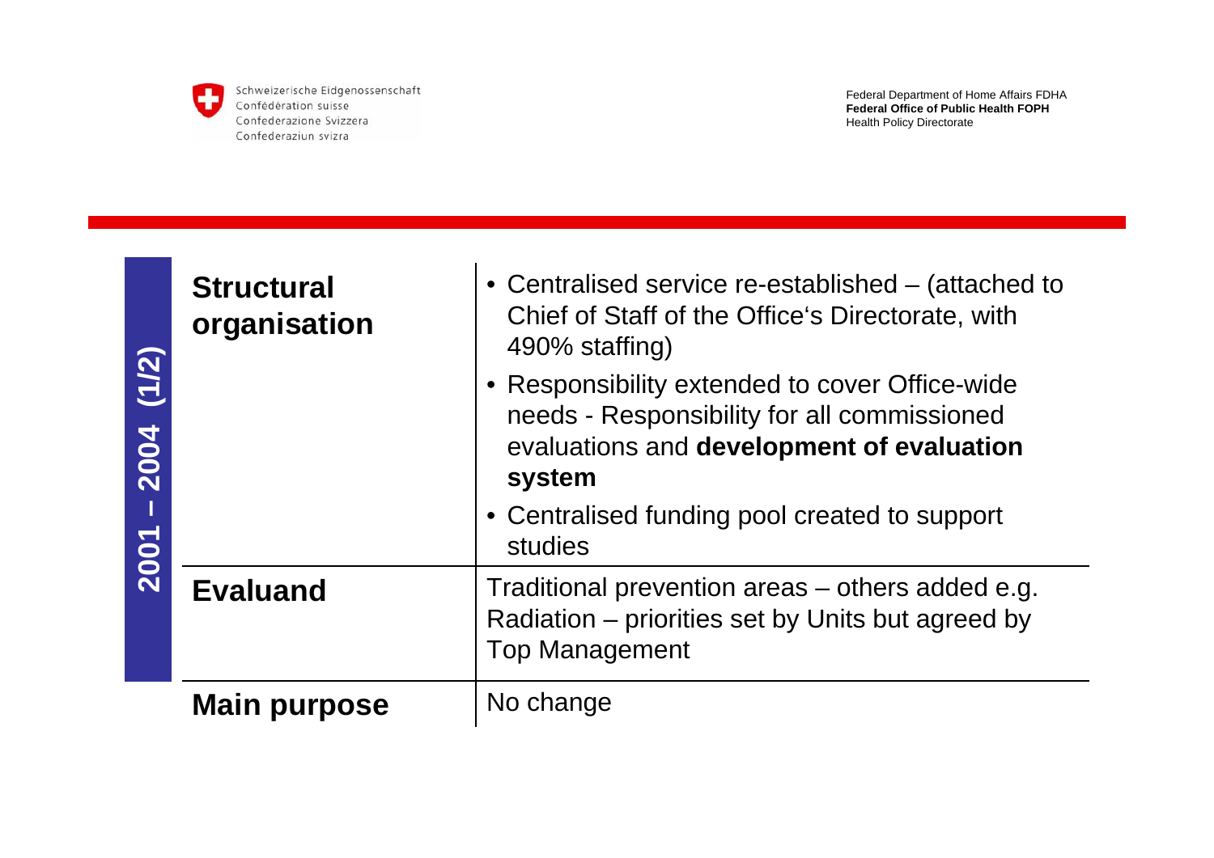## 2001 – 2004 (1/2)

| | |
|---|---|
| **Structural organisation** | • Centralised service re-established – (attached to Chief of Staff of the Office's Directorate, with 490% staffing)<br>• Responsibility extended to cover Office-wide needs - Responsibility for all commissioned evaluations and **development of evaluation system**<br>• Centralised funding pool created to support studies |
| **Evaluand** | Traditional prevention areas – others added e.g. Radiation – priorities set by Units but agreed by Top Management |
| **Main purpose** | No change |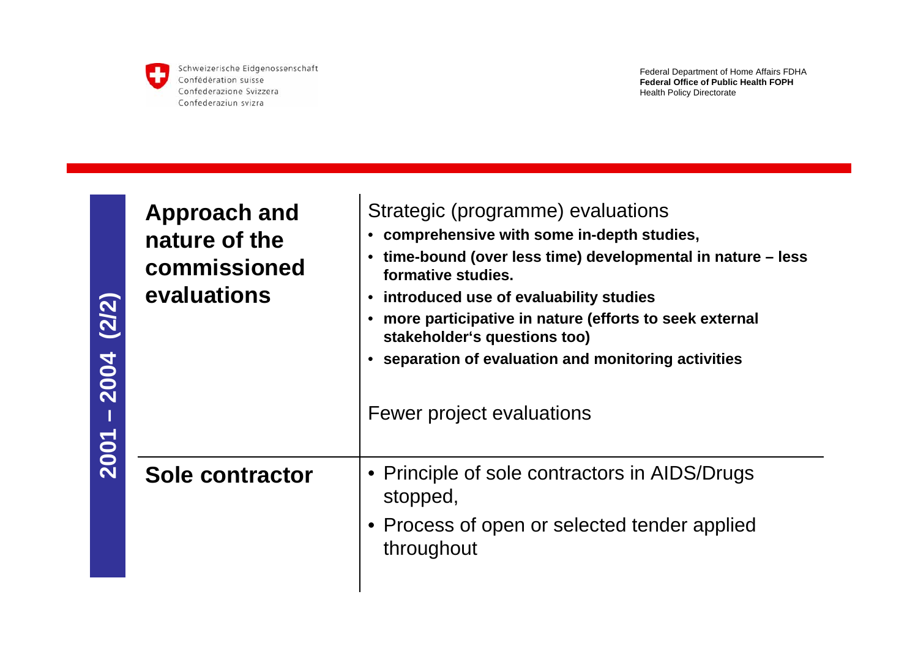## 2001 – 2004 (2/2)

| | |
|---|---|
| **Approach and nature of the commissioned evaluations** | Strategic (programme) evaluations<br>• **comprehensive with some in-depth studies,**<br>• **time-bound (over less time) developmental in nature – less formative studies.**<br>• **introduced use of evaluability studies**<br>• **more participative in nature (efforts to seek external stakeholder's questions too)**<br>• **separation of evaluation and monitoring activities**<br><br>Fewer project evaluations |
| **Sole contractor** | • Principle of sole contractors in AIDS/Drugs stopped,<br>• Process of open or selected tender applied throughout |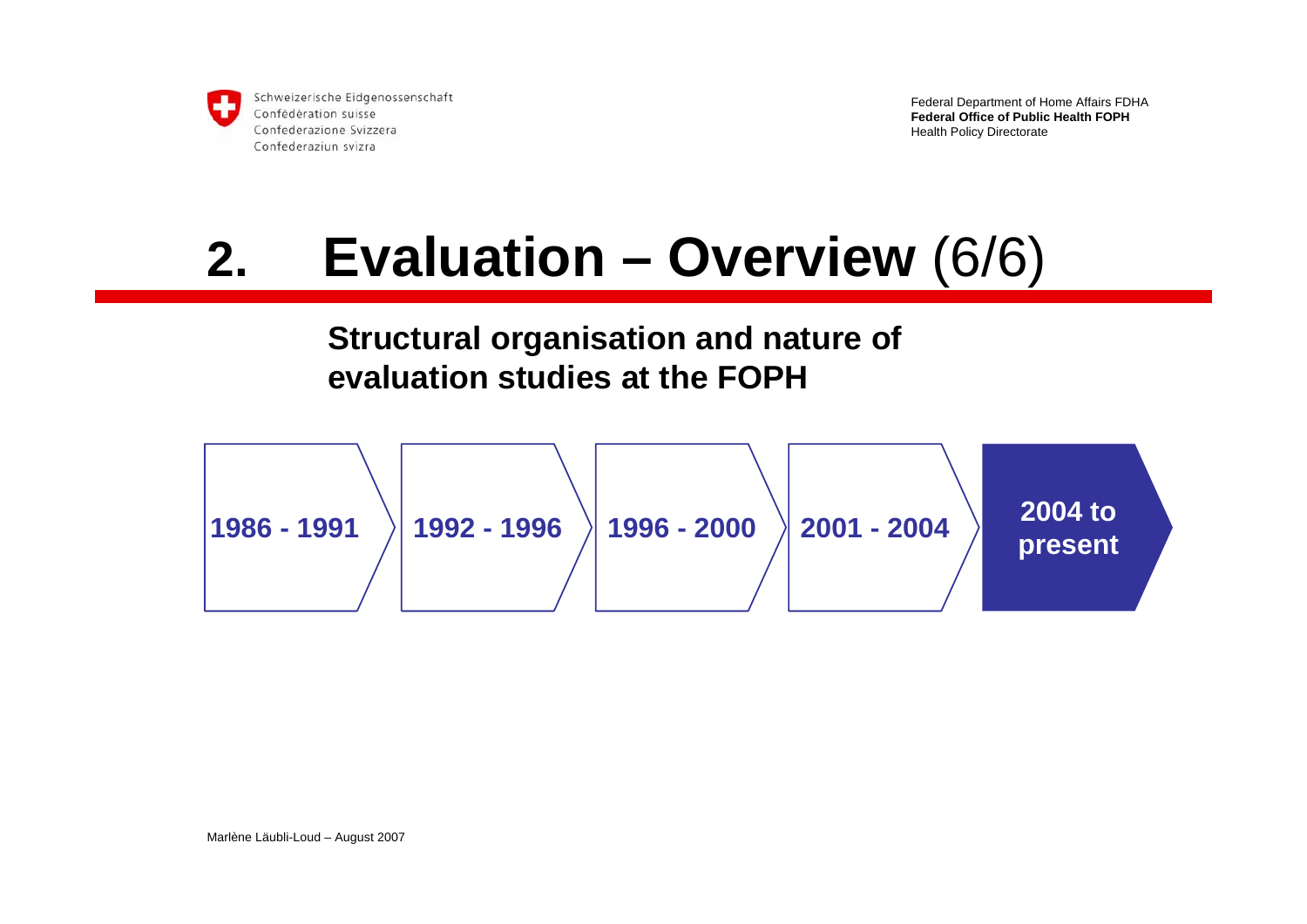# 2. Evaluation – Overview (6/6)

## Structural organisation and nature of evaluation studies at the FOPH

1986 - 1991 → 1992 - 1996 → 1996 - 2000 → 2001 - 2004 → **2004 to present**

Marlène Läubli-Loud – August 2007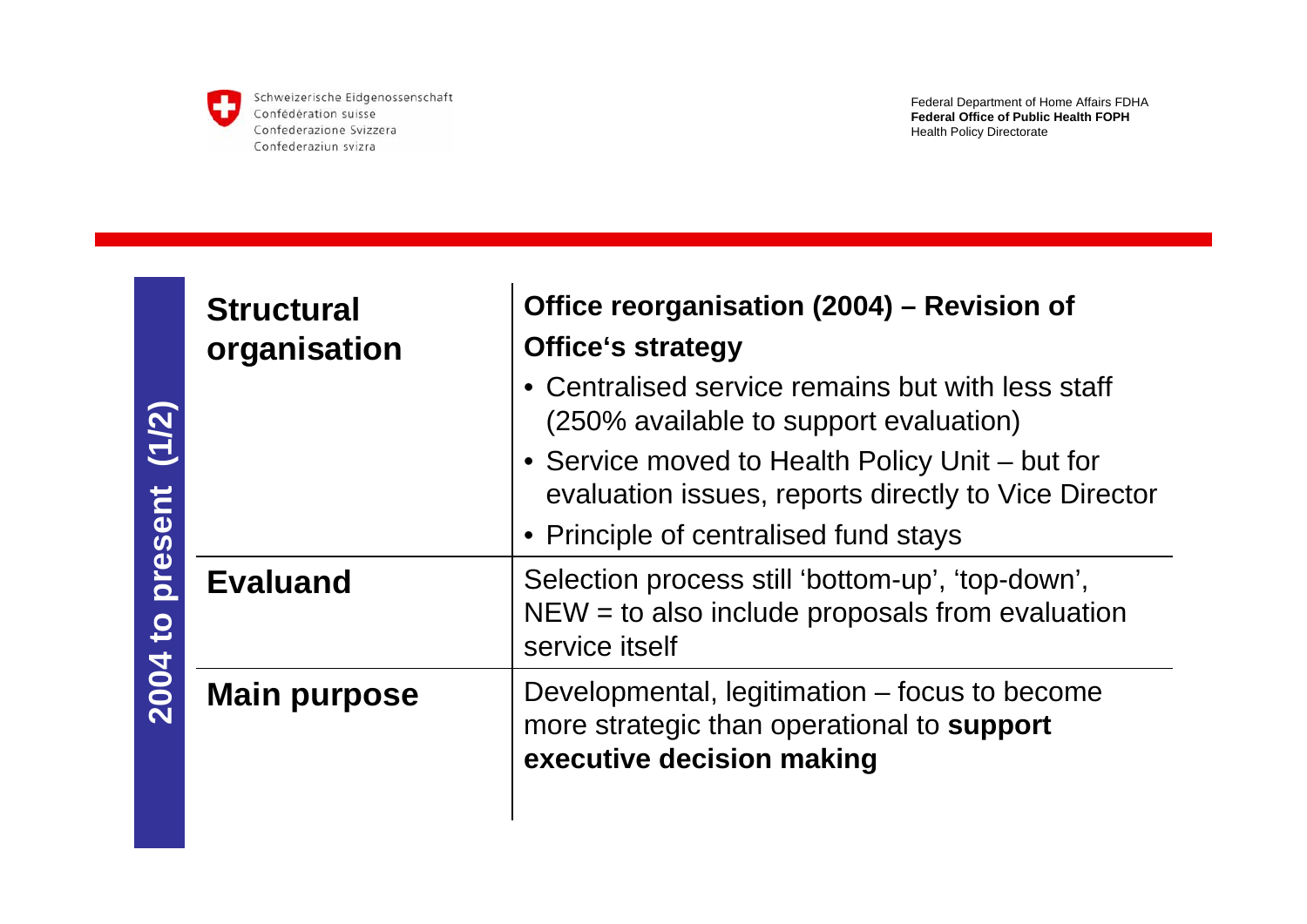## 2004 to present (1/2)

| | |
|---|---|
| **Structural organisation** | **Office reorganisation (2004) – Revision of Office‘s strategy**<br>• Centralised service remains but with less staff (250% available to support evaluation)<br>• Service moved to Health Policy Unit – but for evaluation issues, reports directly to Vice Director<br>• Principle of centralised fund stays |
| **Evaluand** | Selection process still ‘bottom-up’, ‘top-down’, NEW = to also include proposals from evaluation service itself |
| **Main purpose** | Developmental, legitimation – focus to become more strategic than operational to **support executive decision making** |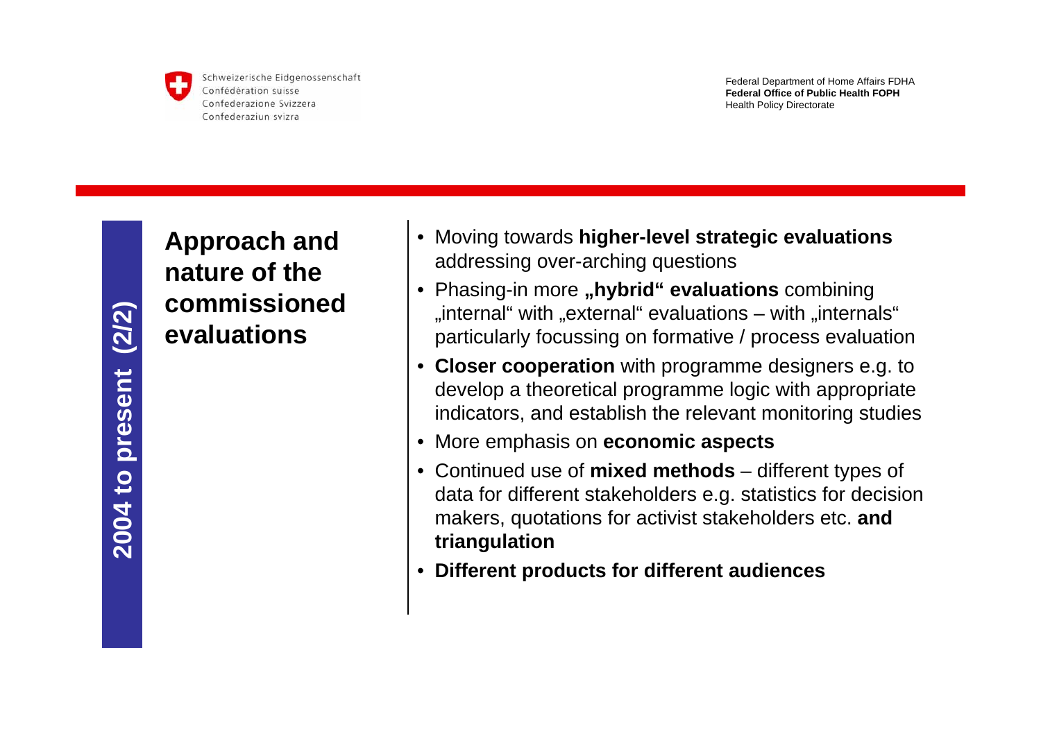**2004 to present (2/2)**

## Approach and nature of the commissioned evaluations

- Moving towards **higher-level strategic evaluations** addressing over-arching questions
- Phasing-in more **„hybrid“ evaluations** combining „internal“ with „external“ evaluations – with „internals“ particularly focussing on formative / process evaluation
- **Closer cooperation** with programme designers e.g. to develop a theoretical programme logic with appropriate indicators, and establish the relevant monitoring studies
- More emphasis on **economic aspects**
- Continued use of **mixed methods** – different types of data for different stakeholders e.g. statistics for decision makers, quotations for activist stakeholders etc. **and triangulation**
- **Different products for different audiences**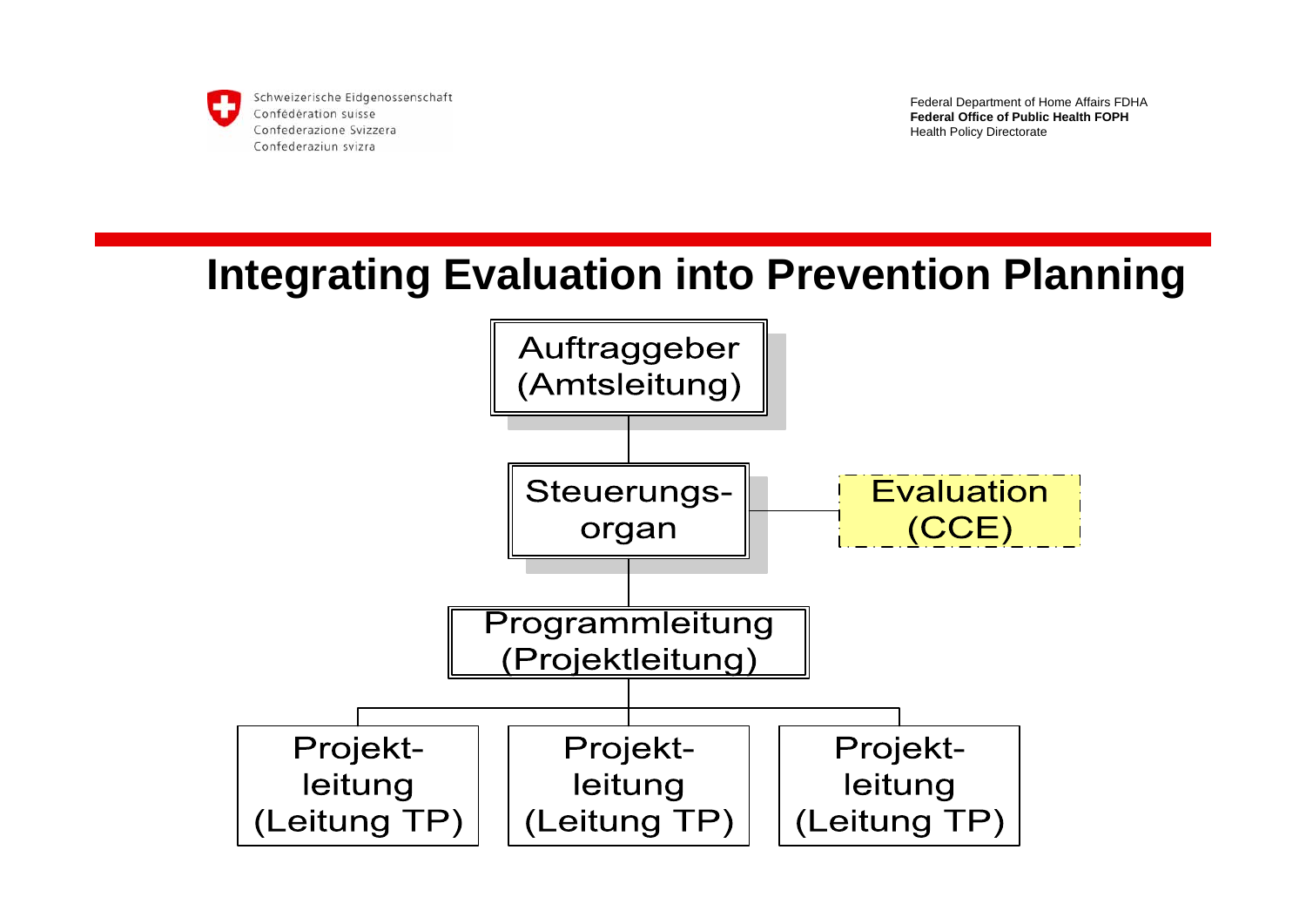# Integrating Evaluation into Prevention Planning

Auftraggeber
(Amtsleitung)

Steuerungs-
organ

Evaluation
(CCE)

Programmleitung
(Projektleitung)

Projekt-
leitung
(Leitung TP)

Projekt-
leitung
(Leitung TP)

Projekt-
leitung
(Leitung TP)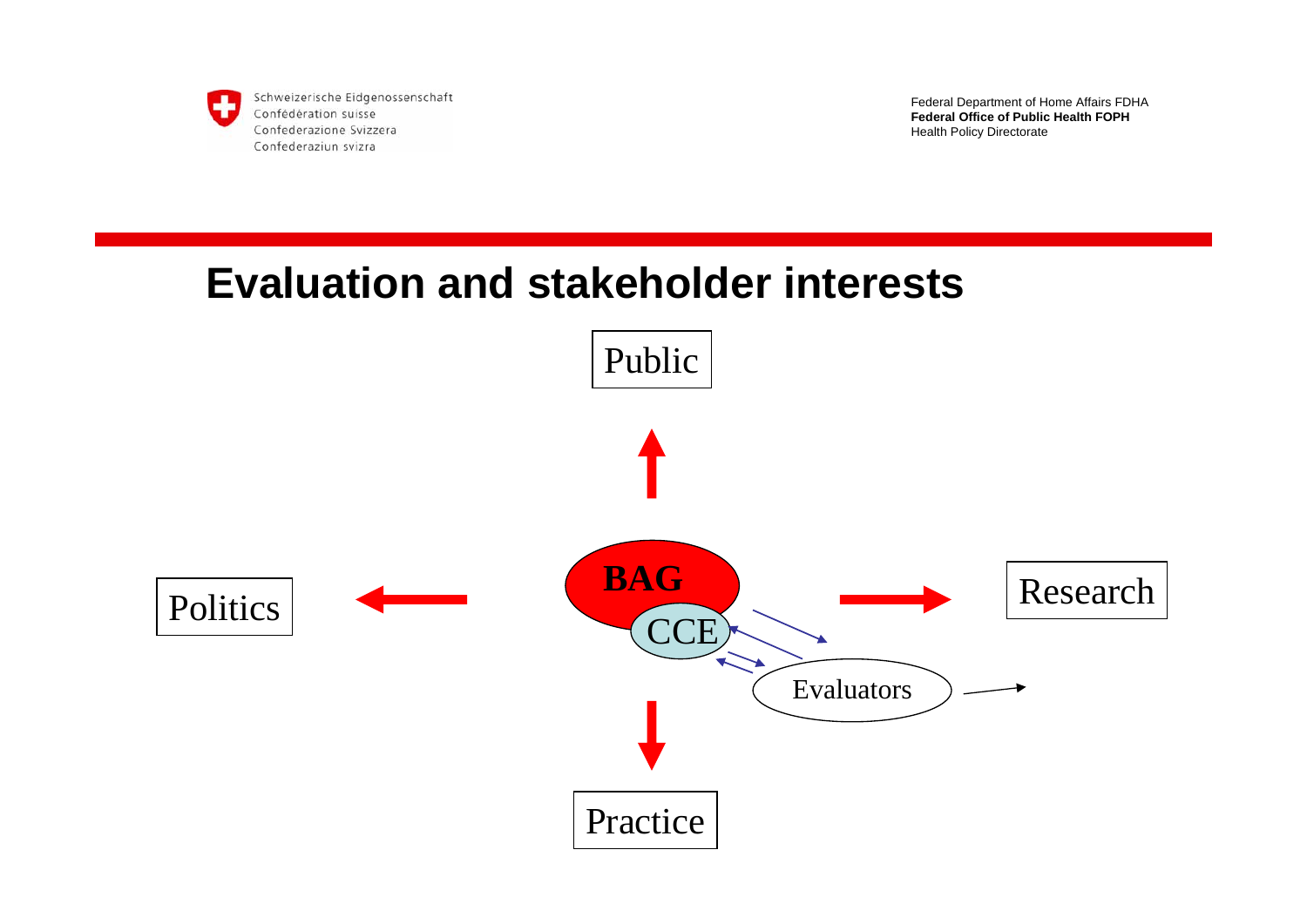Schweizerische Eidgenossenschaft
Confédération suisse
Confederazione Svizzera
Confederaziun svizra

Federal Department of Home Affairs FDHA
**Federal Office of Public Health FOPH**
Health Policy Directorate

# Evaluation and stakeholder interests

Public

Politics

**BAG**

CCE

Evaluators

Research

Practice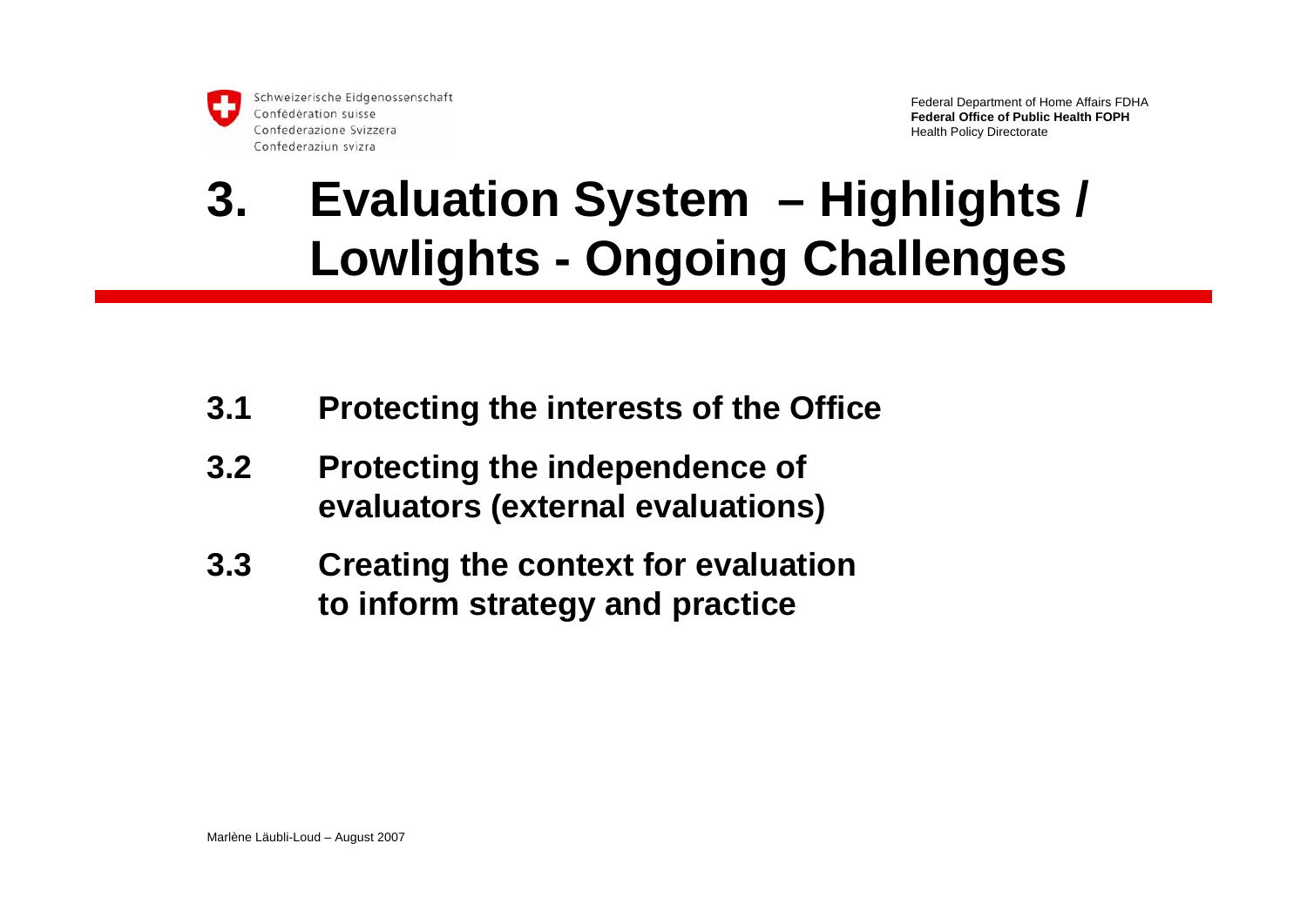# 3. Evaluation System – Highlights / Lowlights - Ongoing Challenges

- **3.1 Protecting the interests of the Office**
- **3.2 Protecting the independence of evaluators (external evaluations)**
- **3.3 Creating the context for evaluation to inform strategy and practice**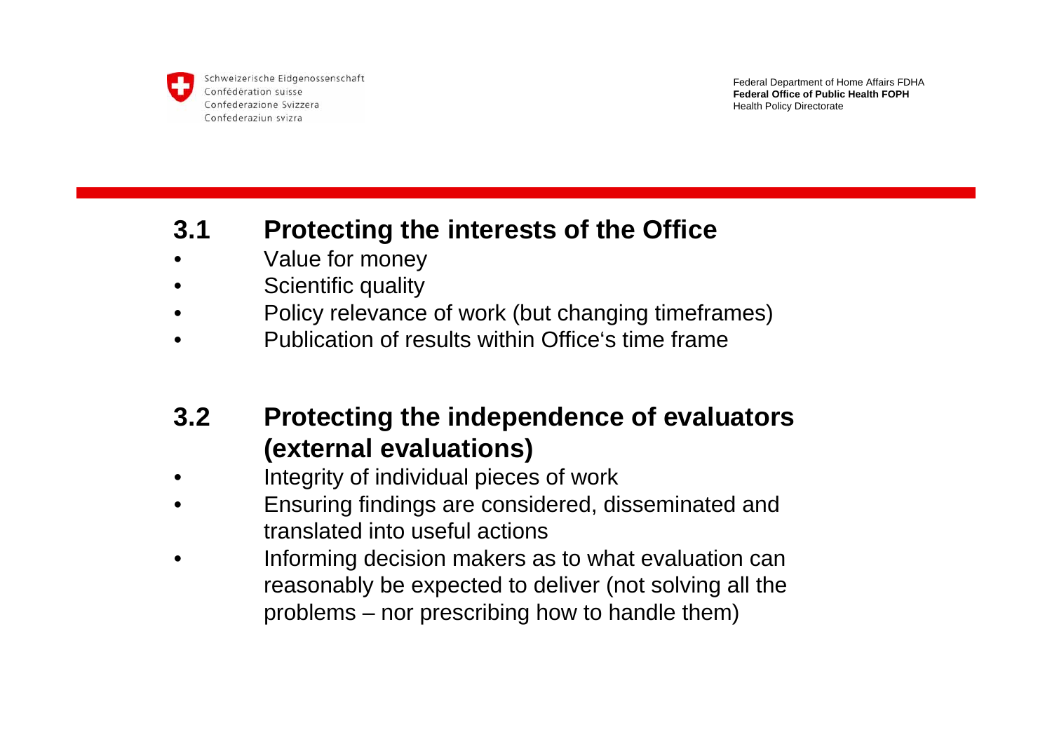## 3.1 Protecting the interests of the Office

- Value for money
- Scientific quality
- Policy relevance of work (but changing timeframes)
- Publication of results within Office's time frame

## 3.2 Protecting the independence of evaluators (external evaluations)

- Integrity of individual pieces of work
- Ensuring findings are considered, disseminated and translated into useful actions
- Informing decision makers as to what evaluation can reasonably be expected to deliver (not solving all the problems – nor prescribing how to handle them)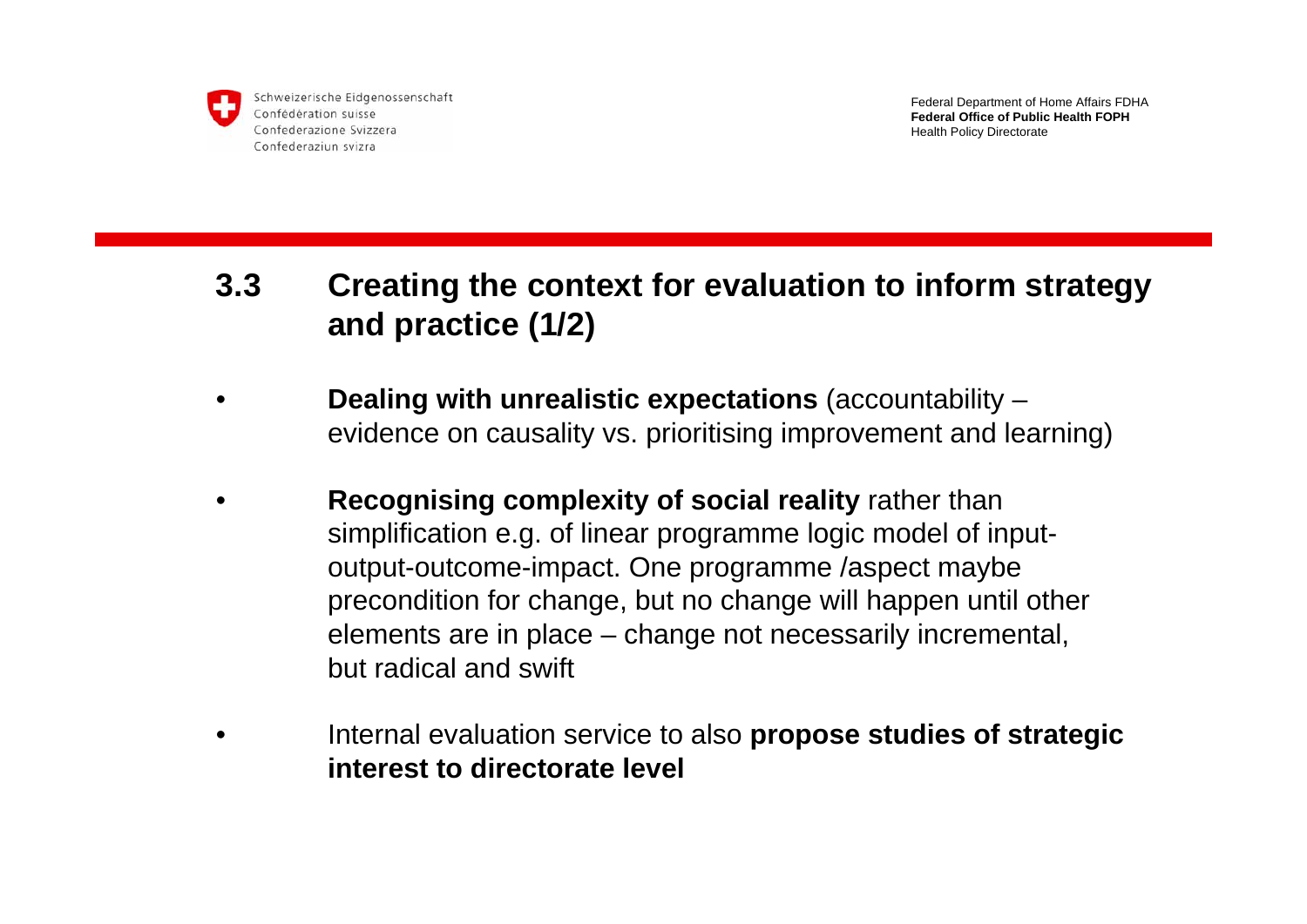## 3.3 Creating the context for evaluation to inform strategy and practice (1/2)

- **Dealing with unrealistic expectations** (accountability – evidence on causality vs. prioritising improvement and learning)

- **Recognising complexity of social reality** rather than simplification e.g. of linear programme logic model of input-output-outcome-impact. One programme /aspect maybe precondition for change, but no change will happen until other elements are in place – change not necessarily incremental, but radical and swift

- Internal evaluation service to also **propose studies of strategic interest to directorate level**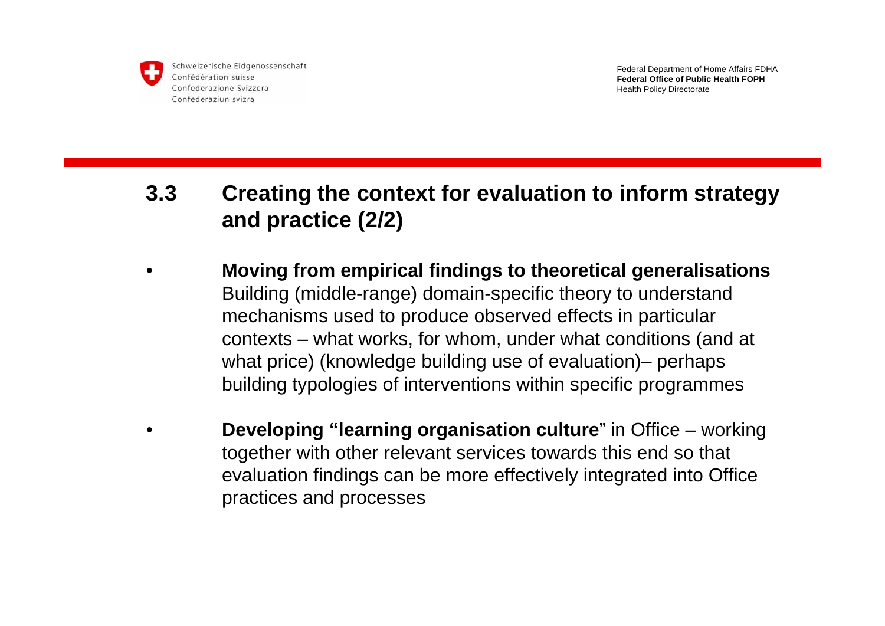## 3.3 Creating the context for evaluation to inform strategy and practice (2/2)

- **Moving from empirical findings to theoretical generalisations** Building (middle-range) domain-specific theory to understand mechanisms used to produce observed effects in particular contexts – what works, for whom, under what conditions (and at what price) (knowledge building use of evaluation)– perhaps building typologies of interventions within specific programmes

- **Developing "learning organisation culture**" in Office – working together with other relevant services towards this end so that evaluation findings can be more effectively integrated into Office practices and processes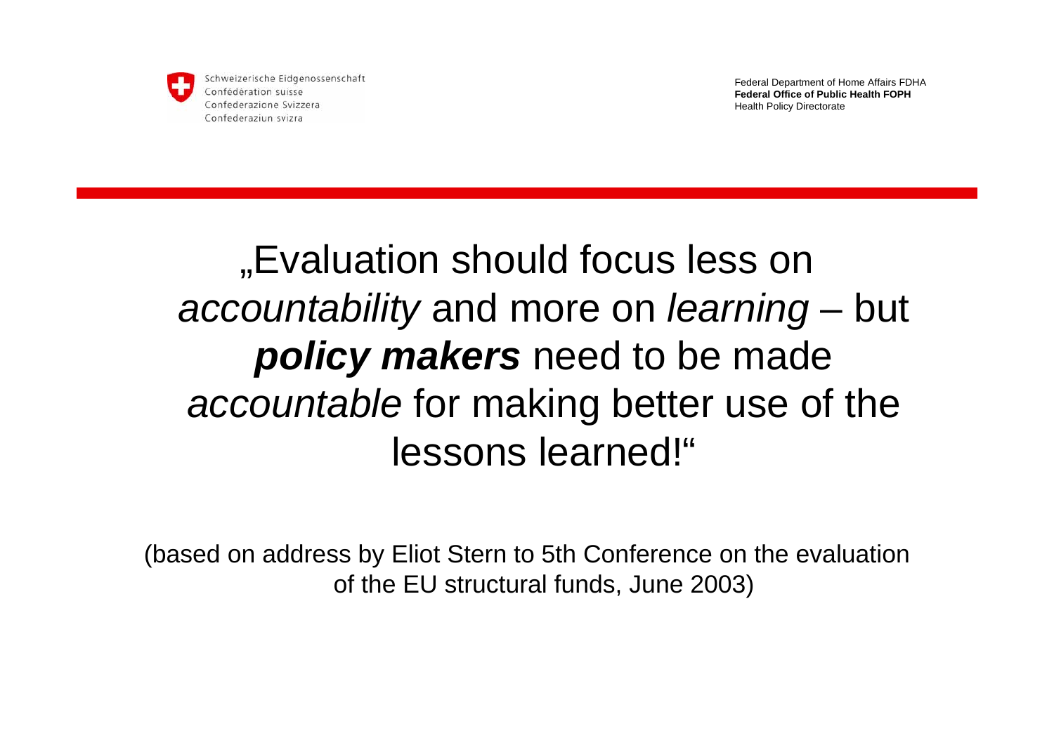Schweizerische Eidgenossenschaft
Confédération suisse
Confederazione Svizzera
Confederaziun svizra

Federal Department of Home Affairs FDHA
**Federal Office of Public Health FOPH**
Health Policy Directorate

„Evaluation should focus less on *accountability* and more on *learning* – but ***policy makers*** need to be made *accountable* for making better use of the lessons learned!“

(based on address by Eliot Stern to 5th Conference on the evaluation of the EU structural funds, June 2003)